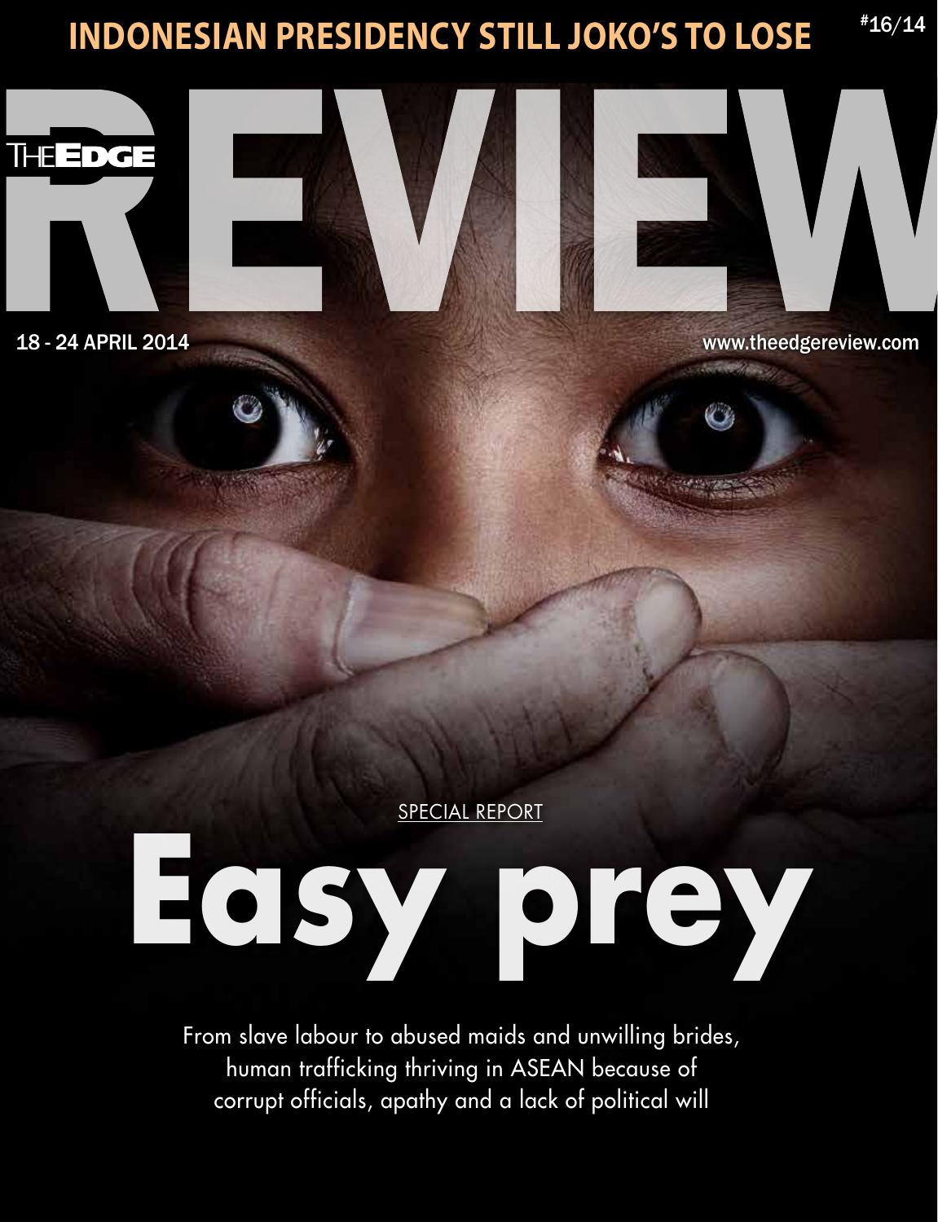INDONESIAN PRESIDENCY STILL JOKO'S TO LOSE

#16/14

# THE EDGE REVIEW

18 - 24 APRIL 2014

www.theedgereview.com

SPECIAL REPORT

# Easy prey

From slave labour to abused maids and unwilling brides, human trafficking thriving in ASEAN because of corrupt officials, apathy and a lack of political will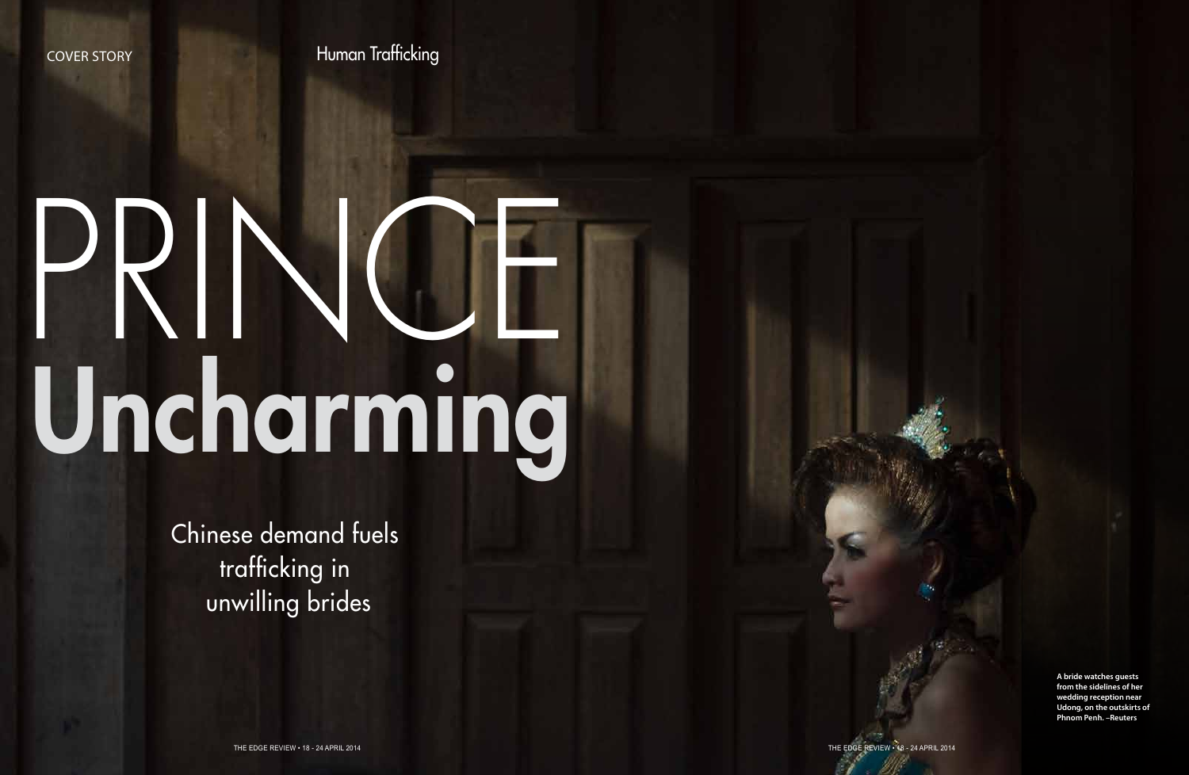COVER STORY

Human Trafficking

# PRINCE Uncharming

## Chinese demand fuels trafficking in unwilling brides

**A bride watches guests from the sidelines of her wedding reception near Udong, on the outskirts of Phnom Penh. –Reuters**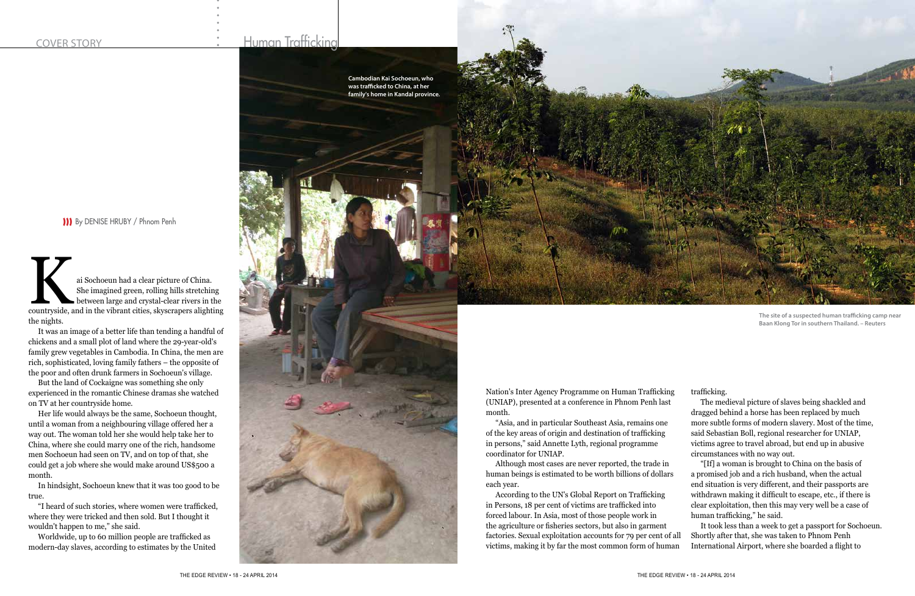# Human Trafficking

By DENISE HRUBY / Phnom Penh

Kai Sochoeun had a clear picture of China. She imagined green, rolling hills stretching between large and crystal-clear rivers in the countryside, and in the vibrant cities, skyscrapers alighting the nights.

It was an image of a better life than tending a handful of chickens and a small plot of land where the 29-year-old's family grew vegetables in Cambodia. In China, the men are rich, sophisticated, loving family fathers – the opposite of the poor and often drunk farmers in Sochoeun's village.

But the land of Cockaigne was something she only experienced in the romantic Chinese dramas she watched on TV at her countryside home.

Her life would always be the same, Sochoeun thought, until a woman from a neighbouring village offered her a way out. The woman told her she would help take her to China, where she could marry one of the rich, handsome men Sochoeun had seen on TV, and on top of that, she could get a job where she would make around US$500 a month.

In hindsight, Sochoeun knew that it was too good to be true.

"I heard of such stories, where women were trafficked, where they were tricked and then sold. But I thought it wouldn't happen to me," she said.

Worldwide, up to 60 million people are trafficked as modern-day slaves, according to estimates by the United Nation's Inter Agency Programme on Human Trafficking (UNIAP), presented at a conference in Phnom Penh last month.

"Asia, and in particular Southeast Asia, remains one of the key areas of origin and destination of trafficking in persons," said Annette Lyth, regional programme coordinator for UNIAP.

Although most cases are never reported, the trade in human beings is estimated to be worth billions of dollars each year.

According to the UN's Global Report on Trafficking in Persons, 18 per cent of victims are trafficked into forced labour. In Asia, most of those people work in the agriculture or fisheries sectors, but also in garment factories. Sexual exploitation accounts for 79 per cent of all victims, making it by far the most common form of human trafficking.

The medieval picture of slaves being shackled and dragged behind a horse has been replaced by much more subtle forms of modern slavery. Most of the time, said Sebastian Boll, regional researcher for UNIAP, victims agree to travel abroad, but end up in abusive circumstances with no way out.

"[If] a woman is brought to China on the basis of a promised job and a rich husband, when the actual end situation is very different, and their passports are withdrawn making it difficult to escape, etc., if there is clear exploitation, then this may very well be a case of human trafficking," he said.

It took less than a week to get a passport for Sochoeun. Shortly after that, she was taken to Phnom Penh International Airport, where she boarded a flight to

Cambodian Kai Sochoeun, who was trafficked to China, at her family's home in Kandal province.

The site of a suspected human trafficking camp near Baan Klong Tor in southern Thailand. – Reuters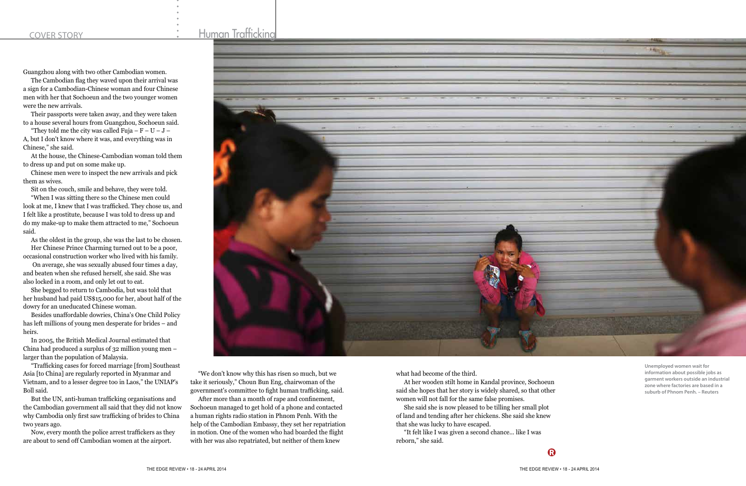Guangzhou along with two other Cambodian women.

The Cambodian flag they waved upon their arrival was a sign for a Cambodian-Chinese woman and four Chinese men with her that Sochoeun and the two younger women were the new arrivals.

Their passports were taken away, and they were taken to a house several hours from Guangzhou, Sochoeun said.

"They told me the city was called Fuja – F – U – J – A, but I don't know where it was, and everything was in Chinese," she said.

At the house, the Chinese-Cambodian woman told them to dress up and put on some make up.

Chinese men were to inspect the new arrivals and pick them as wives.

Sit on the couch, smile and behave, they were told.

"When I was sitting there so the Chinese men could look at me, I knew that I was trafficked. They chose us, and I felt like a prostitute, because I was told to dress up and do my make-up to make them attracted to me," Sochoeun said.

As the oldest in the group, she was the last to be chosen.

Her Chinese Prince Charming turned out to be a poor, occasional construction worker who lived with his family.

On average, she was sexually abused four times a day, and beaten when she refused herself, she said. She was also locked in a room, and only let out to eat.

She begged to return to Cambodia, but was told that her husband had paid US$15,000 for her, about half of the dowry for an uneducated Chinese woman.

Besides unaffordable dowries, China's One Child Policy has left millions of young men desperate for brides – and heirs.

In 2005, the British Medical Journal estimated that China had produced a surplus of 32 million young men – larger than the population of Malaysia.

"Trafficking cases for forced marriage [from] Southeast Asia [to China] are regularly reported in Myanmar and Vietnam, and to a lesser degree too in Laos," the UNIAP's Boll said.

But the UN, anti-human trafficking organisations and the Cambodian government all said that they did not know why Cambodia only first saw trafficking of brides to China two years ago.

Now, every month the police arrest traffickers as they are about to send off Cambodian women at the airport.

"We don't know why this has risen so much, but we take it seriously," Choun Bun Eng, chairwoman of the government's committee to fight human trafficking, said.

After more than a month of rape and confinement, Sochoeun managed to get hold of a phone and contacted a human rights radio station in Phnom Penh. With the help of the Cambodian Embassy, they set her repatriation in motion. One of the women who had boarded the flight with her was also repatriated, but neither of them knew what had become of the third.

At her wooden stilt home in Kandal province, Sochoeun said she hopes that her story is widely shared, so that other women will not fall for the same false promises.

She said she is now pleased to be tilling her small plot of land and tending after her chickens. She said she knew that she was lucky to have escaped.

"It felt like I was given a second chance... like I was reborn," she said.

Unemployed women wait for information about possible jobs as garment workers outside an industrial zone where factories are based in a suburb of Phnom Penh. – Reuters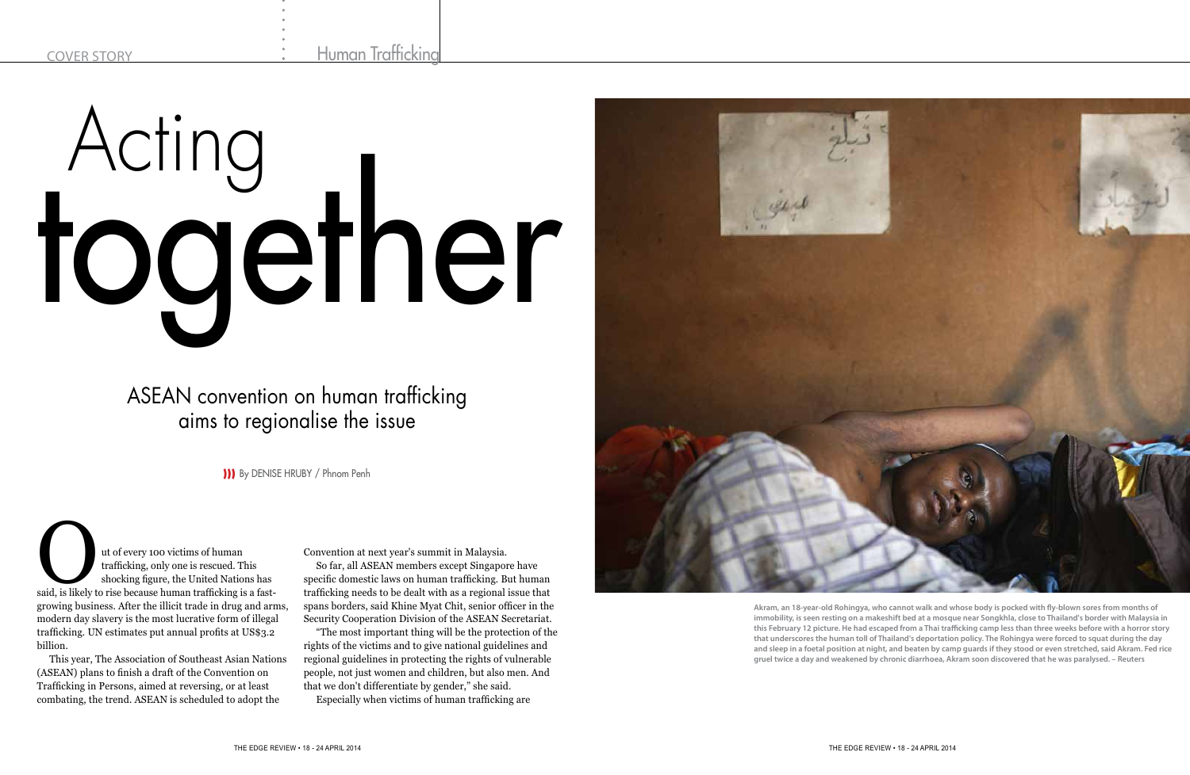# Acting together

## ASEAN convention on human trafficking aims to regionalise the issue

By DENISE HRUBY / Phnom Penh

Out of every 100 victims of human trafficking, only one is rescued. This shocking figure, the United Nations has said, is likely to rise because human trafficking is a fast-growing business. After the illicit trade in drug and arms, modern day slavery is the most lucrative form of illegal trafficking. UN estimates put annual profits at US$3.2 billion.

This year, The Association of Southeast Asian Nations (ASEAN) plans to finish a draft of the Convention on Trafficking in Persons, aimed at reversing, or at least combating, the trend. ASEAN is scheduled to adopt the Convention at next year's summit in Malaysia.

So far, all ASEAN members except Singapore have specific domestic laws on human trafficking. But human trafficking needs to be dealt with as a regional issue that spans borders, said Khine Myat Chit, senior officer in the Security Cooperation Division of the ASEAN Secretariat.

"The most important thing will be the protection of the rights of the victims and to give national guidelines and regional guidelines in protecting the rights of vulnerable people, not just women and children, but also men. And that we don't differentiate by gender," she said.

Especially when victims of human trafficking are

Akram, an 18-year-old Rohingya, who cannot walk and whose body is pocked with fly-blown sores from months of immobility, is seen resting on a makeshift bed at a mosque near Songkhla, close to Thailand's border with Malaysia in this February 12 picture. He had escaped from a Thai trafficking camp less than three weeks before with a horror story that underscores the human toll of Thailand's deportation policy. The Rohingya were forced to squat during the day and sleep in a foetal position at night, and beaten by camp guards if they stood or even stretched, said Akram. Fed rice gruel twice a day and weakened by chronic diarrhoea, Akram soon discovered that he was paralysed. – Reuters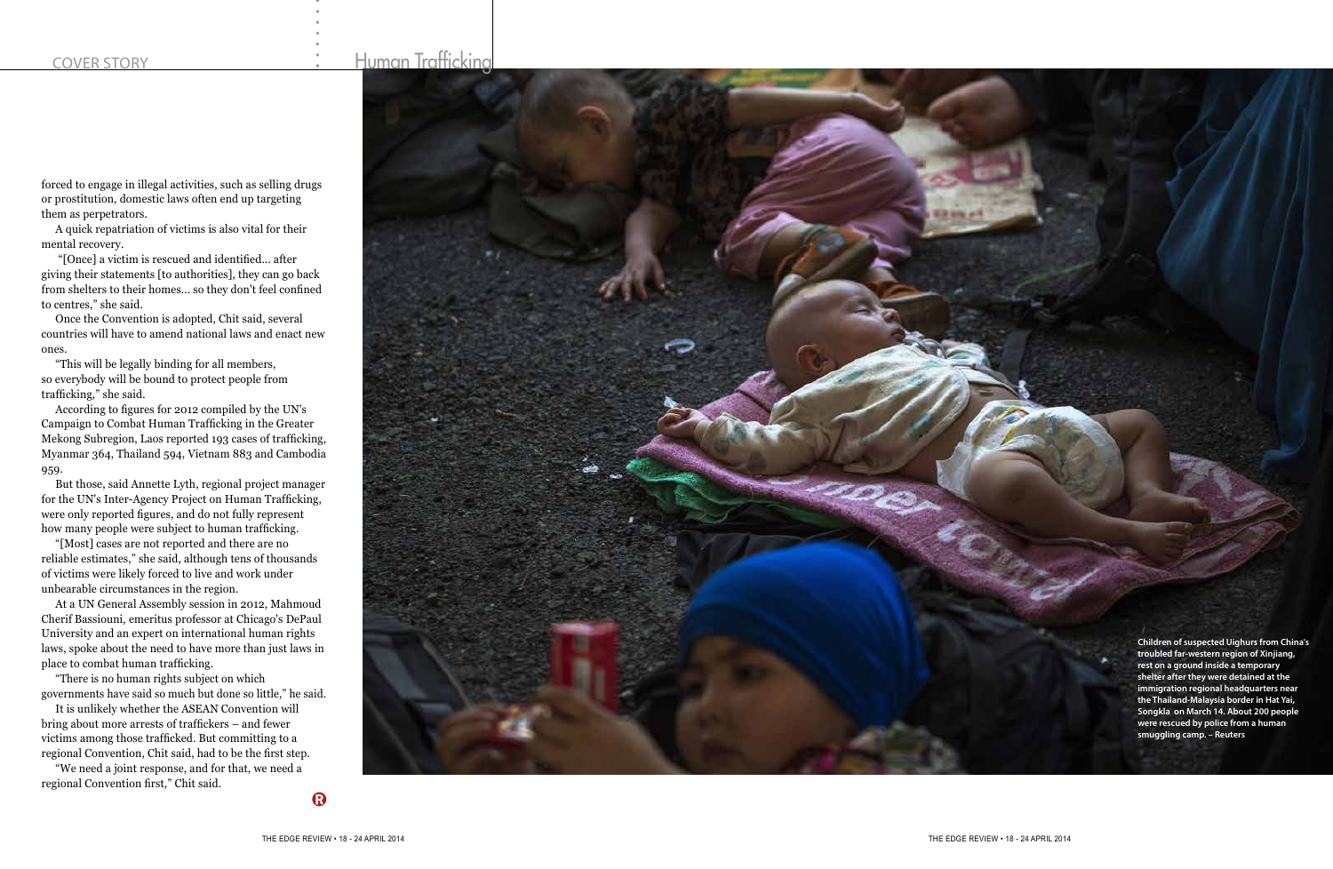forced to engage in illegal activities, such as selling drugs or prostitution, domestic laws often end up targeting them as perpetrators.

A quick repatriation of victims is also vital for their mental recovery.

"[Once] a victim is rescued and identified... after giving their statements [to authorities], they can go back from shelters to their homes... so they don't feel confined to centres," she said.

Once the Convention is adopted, Chit said, several countries will have to amend national laws and enact new ones.

"This will be legally binding for all members, so everybody will be bound to protect people from trafficking," she said.

According to figures for 2012 compiled by the UN's Campaign to Combat Human Trafficking in the Greater Mekong Subregion, Laos reported 193 cases of trafficking, Myanmar 364, Thailand 594, Vietnam 883 and Cambodia 959.

But those, said Annette Lyth, regional project manager for the UN's Inter-Agency Project on Human Trafficking, were only reported figures, and do not fully represent how many people were subject to human trafficking.

"[Most] cases are not reported and there are no reliable estimates," she said, although tens of thousands of victims were likely forced to live and work under unbearable circumstances in the region.

At a UN General Assembly session in 2012, Mahmoud Cherif Bassiouni, emeritus professor at Chicago's DePaul University and an expert on international human rights laws, spoke about the need to have more than just laws in place to combat human trafficking.

"There is no human rights subject on which governments have said so much but done so little," he said.

It is unlikely whether the ASEAN Convention will bring about more arrests of traffickers – and fewer victims among those trafficked. But committing to a regional Convention, Chit said, had to be the first step.

"We need a joint response, and for that, we need a regional Convention first," Chit said.

**Children of suspected Uighurs from China's troubled far-western region of Xinjiang, rest on a ground inside a temporary shelter after they were detained at the immigration regional headquarters near the Thailand-Malaysia border in Hat Yai, Songkla on March 14. About 200 people were rescued by police from a human smuggling camp. – Reuters**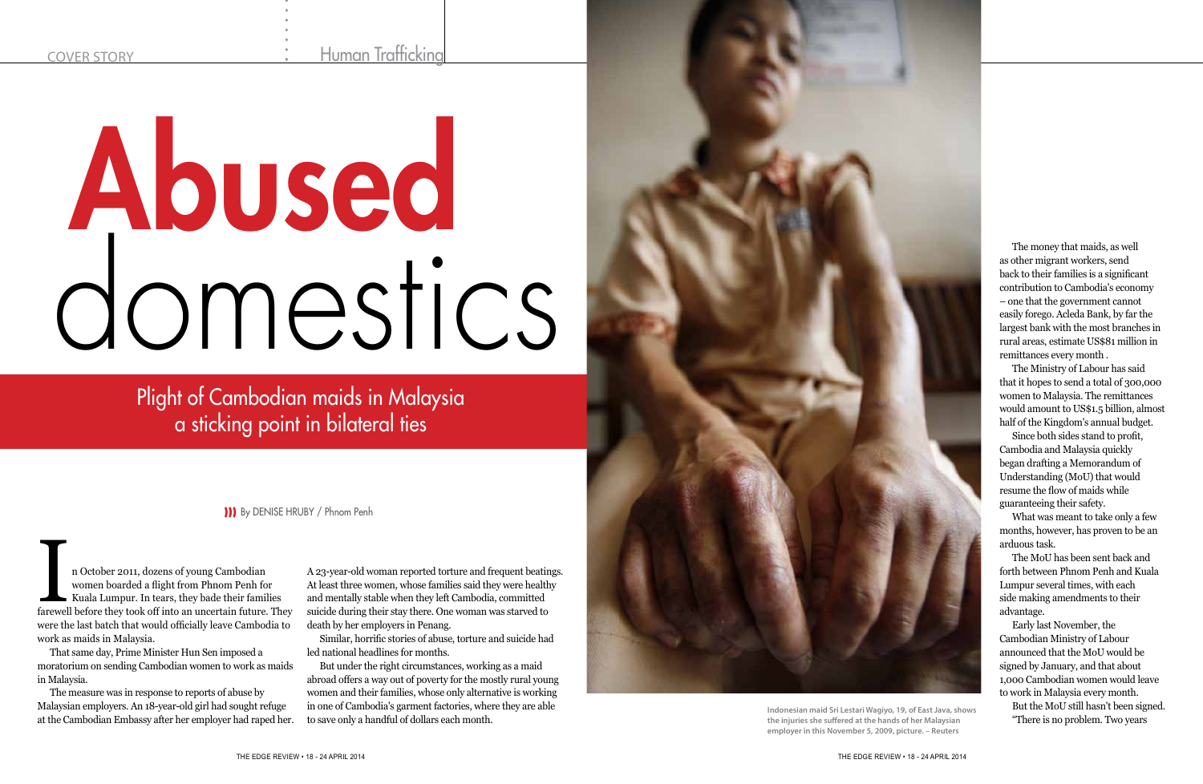# Abused domestics

## Plight of Cambodian maids in Malaysia a sticking point in bilateral ties

By DENISE HRUBY / Phnom Penh

In October 2011, dozens of young Cambodian women boarded a flight from Phnom Penh for Kuala Lumpur. In tears, they bade their families farewell before they took off into an uncertain future. They were the last batch that would officially leave Cambodia to work as maids in Malaysia.

That same day, Prime Minister Hun Sen imposed a moratorium on sending Cambodian women to work as maids in Malaysia.

The measure was in response to reports of abuse by Malaysian employers. An 18-year-old girl had sought refuge at the Cambodian Embassy after her employer had raped her. A 23-year-old woman reported torture and frequent beatings. At least three women, whose families said they were healthy and mentally stable when they left Cambodia, committed suicide during their stay there. One woman was starved to death by her employers in Penang.

Similar, horrific stories of abuse, torture and suicide had led national headlines for months.

But under the right circumstances, working as a maid abroad offers a way out of poverty for the mostly rural young women and their families, whose only alternative is working in one of Cambodia's garment factories, where they are able to save only a handful of dollars each month.

Indonesian maid Sri Lestari Wagiyo, 19, of East Java, shows the injuries she suffered at the hands of her Malaysian employer in this November 5, 2009, picture. – Reuters

The money that maids, as well as other migrant workers, send back to their families is a significant contribution to Cambodia's economy – one that the government cannot easily forego. Acleda Bank, by far the largest bank with the most branches in rural areas, estimate US$81 million in remittances every month .

The Ministry of Labour has said that it hopes to send a total of 300,000 women to Malaysia. The remittances would amount to US$1.5 billion, almost half of the Kingdom's annual budget.

Since both sides stand to profit, Cambodia and Malaysia quickly began drafting a Memorandum of Understanding (MoU) that would resume the flow of maids while guaranteeing their safety.

What was meant to take only a few months, however, has proven to be an arduous task.

The MoU has been sent back and forth between Phnom Penh and Kuala Lumpur several times, with each side making amendments to their advantage.

Early last November, the Cambodian Ministry of Labour announced that the MoU would be signed by January, and that about 1,000 Cambodian women would leave to work in Malaysia every month.

But the MoU still hasn't been signed. "There is no problem. Two years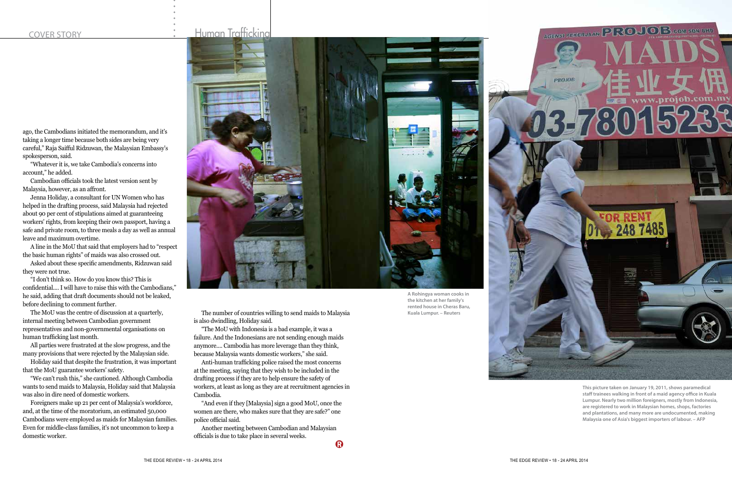ago, the Cambodians initiated the memorandum, and it's taking a longer time because both sides are being very careful," Raja Saifful Ridzuwan, the Malaysian Embassy's spokesperson, said.

"Whatever it is, we take Cambodia's concerns into account," he added.

Cambodian officials took the latest version sent by Malaysia, however, as an affront.

Jenna Holiday, a consultant for UN Women who has helped in the drafting process, said Malaysia had rejected about 90 per cent of stipulations aimed at guaranteeing workers' rights, from keeping their own passport, having a safe and private room, to three meals a day as well as annual leave and maximum overtime.

A line in the MoU that said that employers had to "respect the basic human rights" of maids was also crossed out.

Asked about these specific amendments, Ridzuwan said they were not true.

"I don't think so. How do you know this? This is confidential.... I will have to raise this with the Cambodians," he said, adding that draft documents should not be leaked, before declining to comment further.

The MoU was the centre of discussion at a quarterly, internal meeting between Cambodian government representatives and non-governmental organisations on human trafficking last month.

All parties were frustrated at the slow progress, and the many provisions that were rejected by the Malaysian side.

Holiday said that despite the frustration, it was important that the MoU guarantee workers' safety.

"We can't rush this," she cautioned. Although Cambodia wants to send maids to Malaysia, Holiday said that Malaysia was also in dire need of domestic workers.

Foreigners make up 21 per cent of Malaysia's workforce, and, at the time of the moratorium, an estimated 50,000 Cambodians were employed as maids for Malaysian families. Even for middle-class families, it's not uncommon to keep a domestic worker.

The number of countries willing to send maids to Malaysia is also dwindling, Holiday said.

"The MoU with Indonesia is a bad example, it was a failure. And the Indonesians are not sending enough maids anymore.... Cambodia has more leverage than they think, because Malaysia wants domestic workers," she said.

Anti-human trafficking police raised the most concerns at the meeting, saying that they wish to be included in the drafting process if they are to help ensure the safety of workers, at least as long as they are at recruitment agencies in Cambodia.

"And even if they [Malaysia] sign a good MoU, once the women are there, who makes sure that they are safe?" one police official said.

Another meeting between Cambodian and Malaysian officials is due to take place in several weeks.

A Rohingya woman cooks in the kitchen at her family's rented house in Cheras Baru, Kuala Lumpur. – Reuters

This picture taken on January 19, 2011, shows paramedical staff trainees walking in front of a maid agency office in Kuala Lumpur. Nearly two million foreigners, mostly from Indonesia, are registered to work in Malaysian homes, shops, factories and plantations, and many more are undocumented, making Malaysia one of Asia's biggest importers of labour. – AFP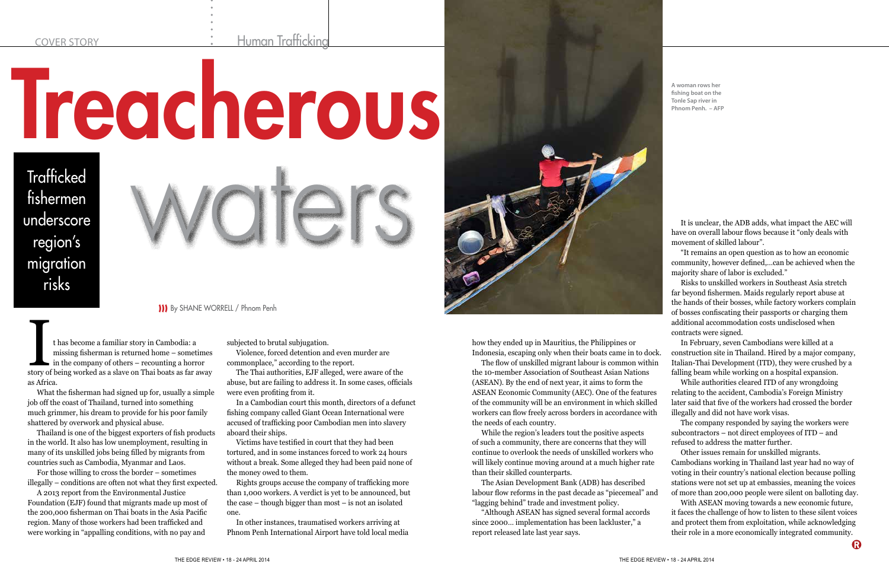COVER STORY | Human Trafficking

# Treacherous waters

## Trafficked fishermen underscore region's migration risks

By SHANE WORRELL / Phnom Penh

It has become a familiar story in Cambodia: a missing fisherman is returned home – sometimes in the company of others – recounting a horror story of being worked as a slave on Thai boats as far away as Africa.

What the fisherman had signed up for, usually a simple job off the coast of Thailand, turned into something much grimmer, his dream to provide for his poor family shattered by overwork and physical abuse.

Thailand is one of the biggest exporters of fish products in the world. It also has low unemployment, resulting in many of its unskilled jobs being filled by migrants from countries such as Cambodia, Myanmar and Laos.

For those willing to cross the border – sometimes illegally – conditions are often not what they first expected.

A 2013 report from the Environmental Justice Foundation (EJF) found that migrants made up most of the 200,000 fisherman on Thai boats in the Asia Pacific region. Many of those workers had been trafficked and were working in "appalling conditions, with no pay and subjected to brutal subjugation.

Violence, forced detention and even murder are commonplace," according to the report.

The Thai authorities, EJF alleged, were aware of the abuse, but are failing to address it. In some cases, officials were even profiting from it.

In a Cambodian court this month, directors of a defunct fishing company called Giant Ocean International were accused of trafficking poor Cambodian men into slavery aboard their ships.

Victims have testified in court that they had been tortured, and in some instances forced to work 24 hours without a break. Some alleged they had been paid none of the money owed to them.

Rights groups accuse the company of trafficking more than 1,000 workers. A verdict is yet to be announced, but the case – though bigger than most – is not an isolated one.

In other instances, traumatised workers arriving at Phnom Penh International Airport have told local media how they ended up in Mauritius, the Philippines or Indonesia, escaping only when their boats came in to dock.

The flow of unskilled migrant labour is common within the 10-member Association of Southeast Asian Nations (ASEAN). By the end of next year, it aims to form the ASEAN Economic Community (AEC). One of the features of the community will be an environment in which skilled workers can flow freely across borders in accordance with the needs of each country.

While the region's leaders tout the positive aspects of such a community, there are concerns that they will continue to overlook the needs of unskilled workers who will likely continue moving around at a much higher rate than their skilled counterparts.

The Asian Development Bank (ADB) has described labour flow reforms in the past decade as "piecemeal" and "lagging behind" trade and investment policy.

"Although ASEAN has signed several formal accords since 2000… implementation has been lackluster," a report released late last year says.

A woman rows her fishing boat on the Tonle Sap river in Phnom Penh. – AFP

It is unclear, the ADB adds, what impact the AEC will have on overall labour flows because it "only deals with movement of skilled labour".

"It remains an open question as to how an economic community, however defined,…can be achieved when the majority share of labor is excluded."

Risks to unskilled workers in Southeast Asia stretch far beyond fishermen. Maids regularly report abuse at the hands of their bosses, while factory workers complain of bosses confiscating their passports or charging them additional accommodation costs undisclosed when contracts were signed.

In February, seven Cambodians were killed at a construction site in Thailand. Hired by a major company, Italian-Thai Development (ITD), they were crushed by a falling beam while working on a hospital expansion.

While authorities cleared ITD of any wrongdoing relating to the accident, Cambodia's Foreign Ministry later said that five of the workers had crossed the border illegally and did not have work visas.

The company responded by saying the workers were subcontractors – not direct employees of ITD – and refused to address the matter further.

Other issues remain for unskilled migrants. Cambodians working in Thailand last year had no way of voting in their country's national election because polling stations were not set up at embassies, meaning the voices of more than 200,000 people were silent on balloting day.

With ASEAN moving towards a new economic future, it faces the challenge of how to listen to these silent voices and protect them from exploitation, while acknowledging their role in a more economically integrated community.